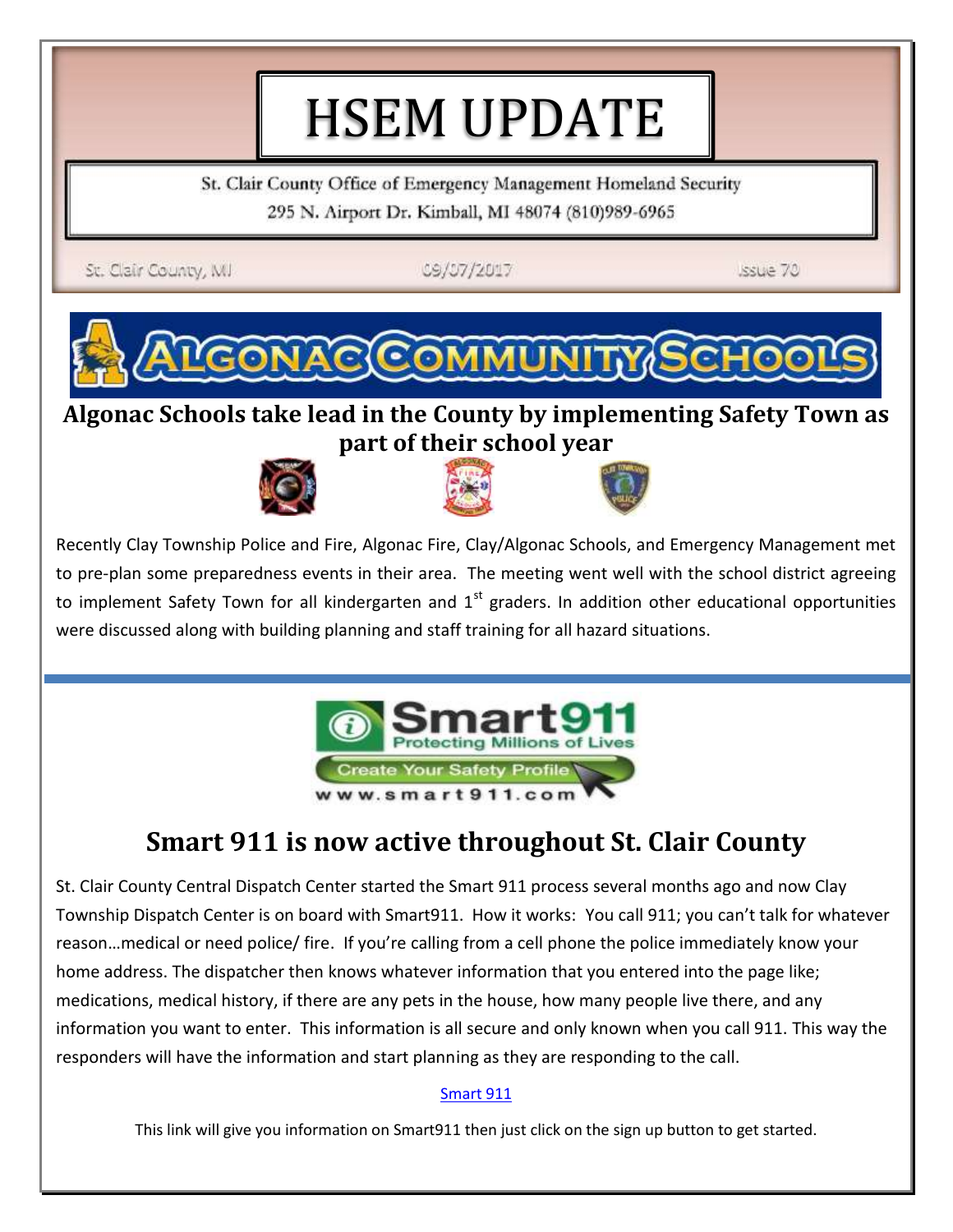# HSEM UPDATE

St. Clair County Office of Emergency Management Homeland Security

295 N. Airport Dr. Kimball, MI 48074 (810)989-6965

St. Clair County, MI | 09/07/2017 | Issue 70

## Algonac Schools take lead in the County by implementing Safety Town as part of their school year

Recently Clay Township Police and Fire, Algonac Fire, Clay/Algonac Schools, and Emergency Management met to pre-plan some preparedness events in their area. The meeting went well with the school district agreeing to implement Safety Town for all kindergarten and 1st graders. In addition other educational opportunities were discussed along with building planning and staff training for all hazard situations.

---

## Smart 911 is now active throughout St. Clair County

St. Clair County Central Dispatch Center started the Smart 911 process several months ago and now Clay Township Dispatch Center is on board with Smart911. How it works: You call 911; you can't talk for whatever reason…medical or need police/ fire. If you're calling from a cell phone the police immediately know your home address. The dispatcher then knows whatever information that you entered into the page like; medications, medical history, if there are any pets in the house, how many people live there, and any information you want to enter. This information is all secure and only known when you call 911. This way the responders will have the information and start planning as they are responding to the call.

Smart 911

This link will give you information on Smart911 then just click on the sign up button to get started.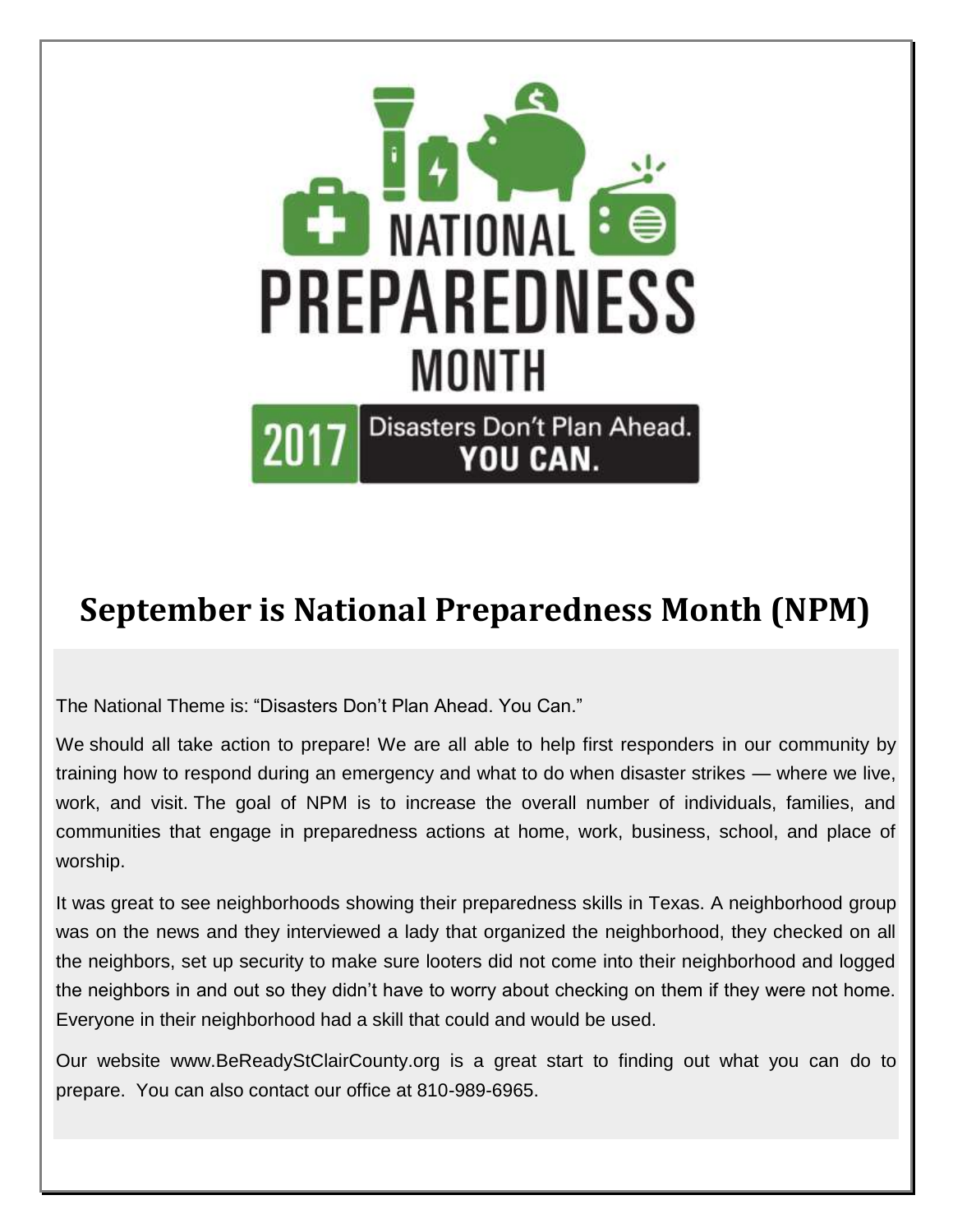NATIONAL PREPAREDNESS MONTH

2017 Disasters Don't Plan Ahead. YOU CAN.

# September is National Preparedness Month (NPM)

The National Theme is: "Disasters Don't Plan Ahead. You Can."

We should all take action to prepare! We are all able to help first responders in our community by training how to respond during an emergency and what to do when disaster strikes — where we live, work, and visit. The goal of NPM is to increase the overall number of individuals, families, and communities that engage in preparedness actions at home, work, business, school, and place of worship.

It was great to see neighborhoods showing their preparedness skills in Texas. A neighborhood group was on the news and they interviewed a lady that organized the neighborhood, they checked on all the neighbors, set up security to make sure looters did not come into their neighborhood and logged the neighbors in and out so they didn't have to worry about checking on them if they were not home. Everyone in their neighborhood had a skill that could and would be used.

Our website www.BeReadyStClairCounty.org is a great start to finding out what you can do to prepare. You can also contact our office at 810-989-6965.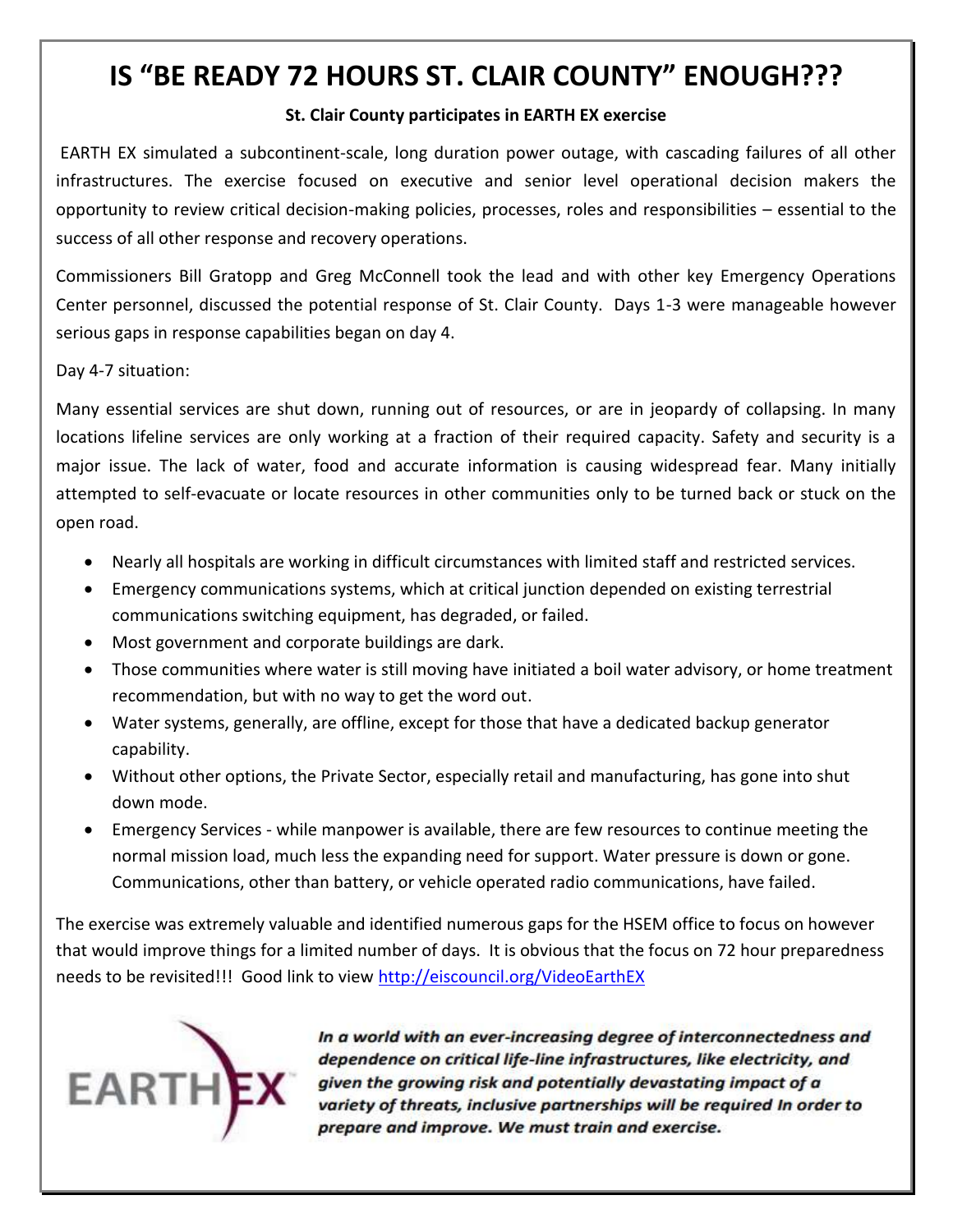# IS "BE READY 72 HOURS ST. CLAIR COUNTY" ENOUGH???

**St. Clair County participates in EARTH EX exercise**

EARTH EX simulated a subcontinent-scale, long duration power outage, with cascading failures of all other infrastructures. The exercise focused on executive and senior level operational decision makers the opportunity to review critical decision-making policies, processes, roles and responsibilities – essential to the success of all other response and recovery operations.

Commissioners Bill Gratopp and Greg McConnell took the lead and with other key Emergency Operations Center personnel, discussed the potential response of St. Clair County. Days 1-3 were manageable however serious gaps in response capabilities began on day 4.

Day 4-7 situation:

Many essential services are shut down, running out of resources, or are in jeopardy of collapsing. In many locations lifeline services are only working at a fraction of their required capacity. Safety and security is a major issue. The lack of water, food and accurate information is causing widespread fear. Many initially attempted to self-evacuate or locate resources in other communities only to be turned back or stuck on the open road.

- Nearly all hospitals are working in difficult circumstances with limited staff and restricted services.
- Emergency communications systems, which at critical junction depended on existing terrestrial communications switching equipment, has degraded, or failed.
- Most government and corporate buildings are dark.
- Those communities where water is still moving have initiated a boil water advisory, or home treatment recommendation, but with no way to get the word out.
- Water systems, generally, are offline, except for those that have a dedicated backup generator capability.
- Without other options, the Private Sector, especially retail and manufacturing, has gone into shut down mode.
- Emergency Services - while manpower is available, there are few resources to continue meeting the normal mission load, much less the expanding need for support. Water pressure is down or gone. Communications, other than battery, or vehicle operated radio communications, have failed.

The exercise was extremely valuable and identified numerous gaps for the HSEM office to focus on however that would improve things for a limited number of days. It is obvious that the focus on 72 hour preparedness needs to be revisited!!! Good link to view [http://eiscouncil.org/VideoEarthEX](http://eiscouncil.org/VideoEarthEX)

EARTH EX

***In a world with an ever-increasing degree of interconnectedness and dependence on critical life-line infrastructures, like electricity, and given the growing risk and potentially devastating impact of a variety of threats, inclusive partnerships will be required In order to prepare and improve. We must train and exercise.***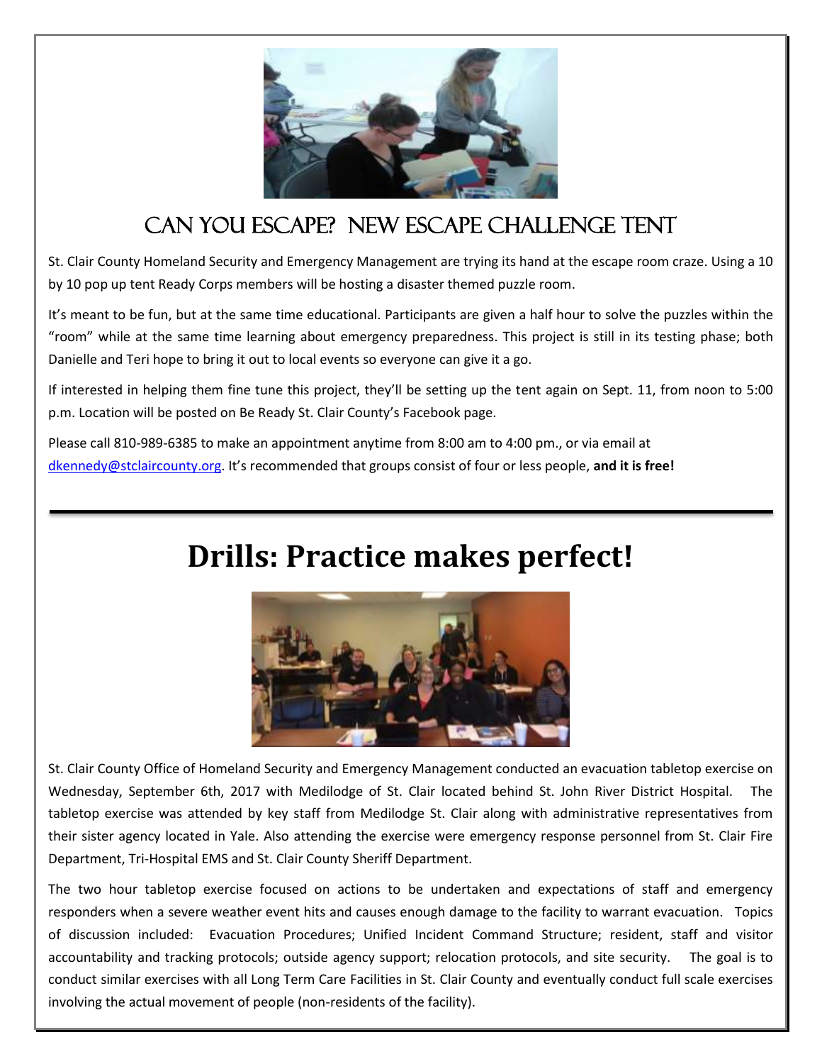## Can You Escape? New Escape Challenge Tent

St. Clair County Homeland Security and Emergency Management are trying its hand at the escape room craze. Using a 10 by 10 pop up tent Ready Corps members will be hosting a disaster themed puzzle room.

It's meant to be fun, but at the same time educational. Participants are given a half hour to solve the puzzles within the "room" while at the same time learning about emergency preparedness. This project is still in its testing phase; both Danielle and Teri hope to bring it out to local events so everyone can give it a go.

If interested in helping them fine tune this project, they'll be setting up the tent again on Sept. 11, from noon to 5:00 p.m. Location will be posted on Be Ready St. Clair County's Facebook page.

Please call 810-989-6385 to make an appointment anytime from 8:00 am to 4:00 pm., or via email at dkennedy@stclaircounty.org. It's recommended that groups consist of four or less people, **and it is free!**

---

# Drills: Practice makes perfect!

St. Clair County Office of Homeland Security and Emergency Management conducted an evacuation tabletop exercise on Wednesday, September 6th, 2017 with Medilodge of St. Clair located behind St. John River District Hospital. The tabletop exercise was attended by key staff from Medilodge St. Clair along with administrative representatives from their sister agency located in Yale. Also attending the exercise were emergency response personnel from St. Clair Fire Department, Tri-Hospital EMS and St. Clair County Sheriff Department.

The two hour tabletop exercise focused on actions to be undertaken and expectations of staff and emergency responders when a severe weather event hits and causes enough damage to the facility to warrant evacuation. Topics of discussion included: Evacuation Procedures; Unified Incident Command Structure; resident, staff and visitor accountability and tracking protocols; outside agency support; relocation protocols, and site security. The goal is to conduct similar exercises with all Long Term Care Facilities in St. Clair County and eventually conduct full scale exercises involving the actual movement of people (non-residents of the facility).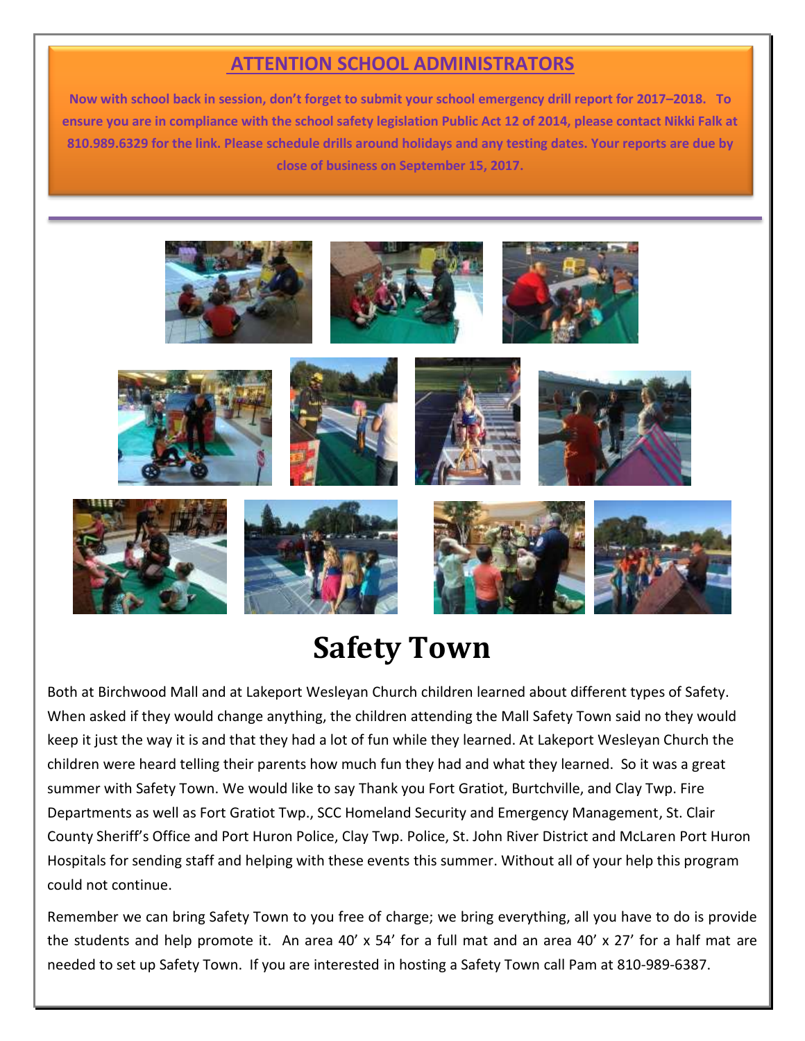## ATTENTION SCHOOL ADMINISTRATORS

**Now with school back in session, don't forget to submit your school emergency drill report for 2017–2018. To ensure you are in compliance with the school safety legislation Public Act 12 of 2014, please contact Nikki Falk at 810.989.6329 for the link. Please schedule drills around holidays and any testing dates. Your reports are due by close of business on September 15, 2017.**

# Safety Town

Both at Birchwood Mall and at Lakeport Wesleyan Church children learned about different types of Safety. When asked if they would change anything, the children attending the Mall Safety Town said no they would keep it just the way it is and that they had a lot of fun while they learned. At Lakeport Wesleyan Church the children were heard telling their parents how much fun they had and what they learned. So it was a great summer with Safety Town. We would like to say Thank you Fort Gratiot, Burtchville, and Clay Twp. Fire Departments as well as Fort Gratiot Twp., SCC Homeland Security and Emergency Management, St. Clair County Sheriff's Office and Port Huron Police, Clay Twp. Police, St. John River District and McLaren Port Huron Hospitals for sending staff and helping with these events this summer. Without all of your help this program could not continue.

Remember we can bring Safety Town to you free of charge; we bring everything, all you have to do is provide the students and help promote it. An area 40' x 54' for a full mat and an area 40' x 27' for a half mat are needed to set up Safety Town. If you are interested in hosting a Safety Town call Pam at 810-989-6387.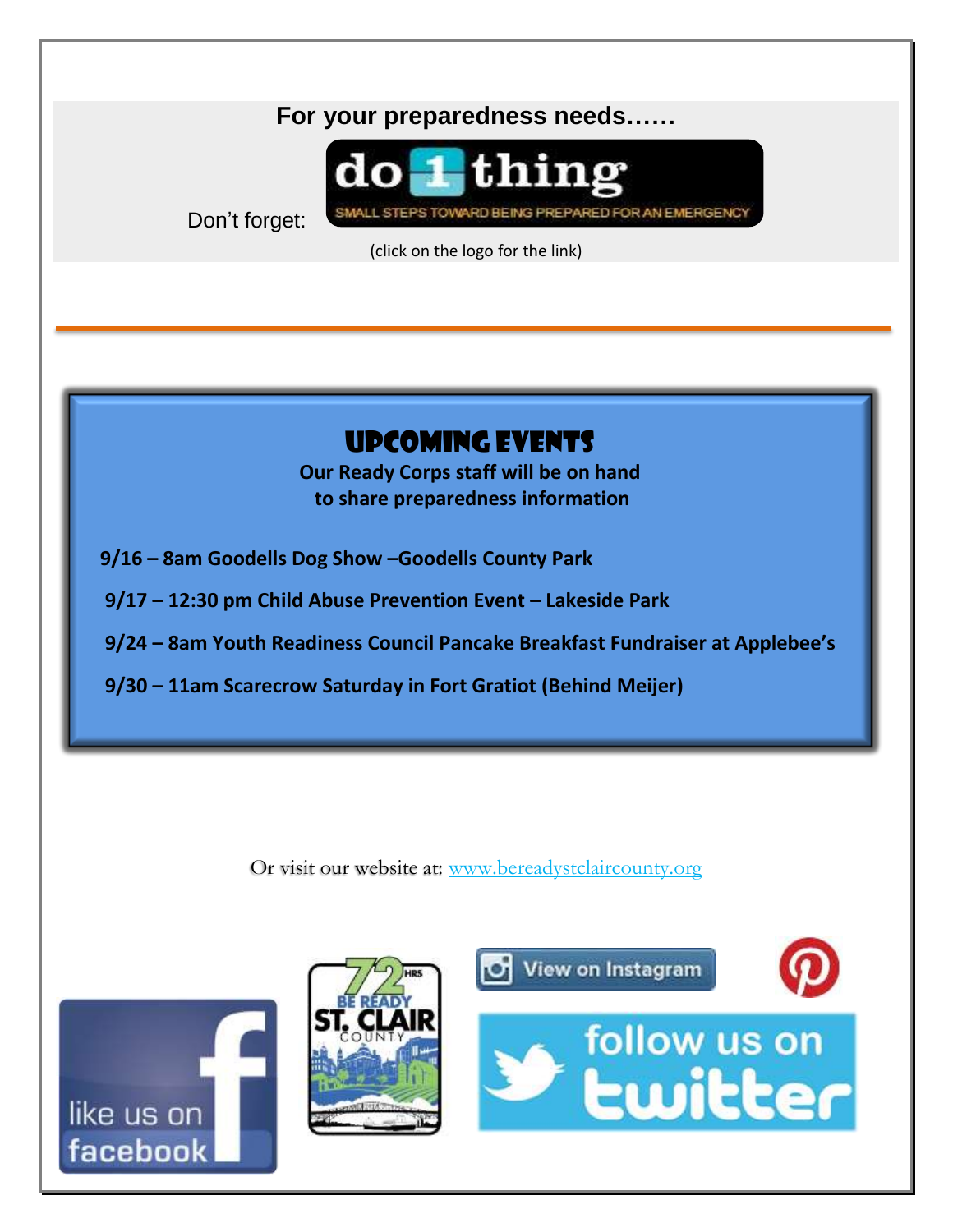**For your preparedness needs……**

Don't forget: do 1 thing — SMALL STEPS TOWARD BEING PREPARED FOR AN EMERGENCY

(click on the logo for the link)

## Upcoming Events

**Our Ready Corps staff will be on hand to share preparedness information**

**9/16 – 8am Goodells Dog Show –Goodells County Park**

**9/17 – 12:30 pm Child Abuse Prevention Event – Lakeside Park**

**9/24 – 8am Youth Readiness Council Pancake Breakfast Fundraiser at Applebee's**

**9/30 – 11am Scarecrow Saturday in Fort Gratiot (Behind Meijer)**

Or visit our website at: [www.bereadystclaircounty.org](http://www.bereadystclaircounty.org)

like us on facebook

72 HRS BE READY ST. CLAIR COUNTY

View on Instagram

follow us on twitter